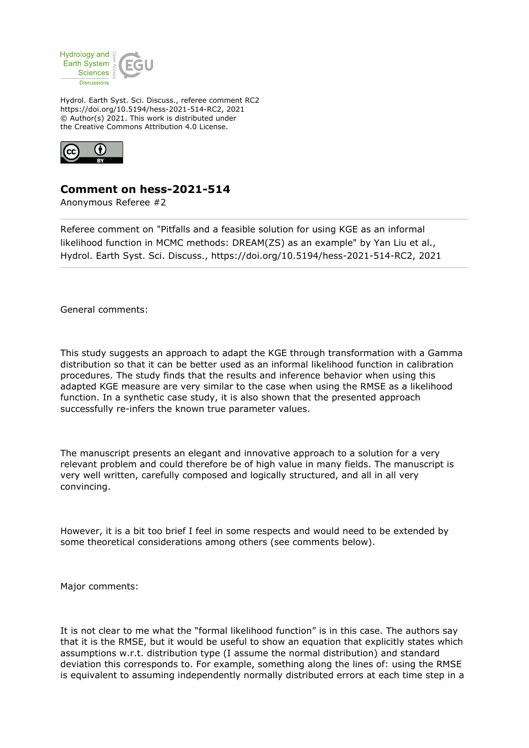Hydrol. Earth Syst. Sci. Discuss., referee comment RC2
https://doi.org/10.5194/hess-2021-514-RC2, 2021
© Author(s) 2021. This work is distributed under
the Creative Commons Attribution 4.0 License.

# Comment on hess-2021-514

Anonymous Referee #2

Referee comment on "Pitfalls and a feasible solution for using KGE as an informal likelihood function in MCMC methods: DREAM(ZS) as an example" by Yan Liu et al., Hydrol. Earth Syst. Sci. Discuss., https://doi.org/10.5194/hess-2021-514-RC2, 2021

General comments:

This study suggests an approach to adapt the KGE through transformation with a Gamma distribution so that it can be better used as an informal likelihood function in calibration procedures. The study finds that the results and inference behavior when using this adapted KGE measure are very similar to the case when using the RMSE as a likelihood function. In a synthetic case study, it is also shown that the presented approach successfully re-infers the known true parameter values.

The manuscript presents an elegant and innovative approach to a solution for a very relevant problem and could therefore be of high value in many fields. The manuscript is very well written, carefully composed and logically structured, and all in all very convincing.

However, it is a bit too brief I feel in some respects and would need to be extended by some theoretical considerations among others (see comments below).

Major comments:

It is not clear to me what the "formal likelihood function" is in this case. The authors say that it is the RMSE, but it would be useful to show an equation that explicitly states which assumptions w.r.t. distribution type (I assume the normal distribution) and standard deviation this corresponds to. For example, something along the lines of: using the RMSE is equivalent to assuming independently normally distributed errors at each time step in a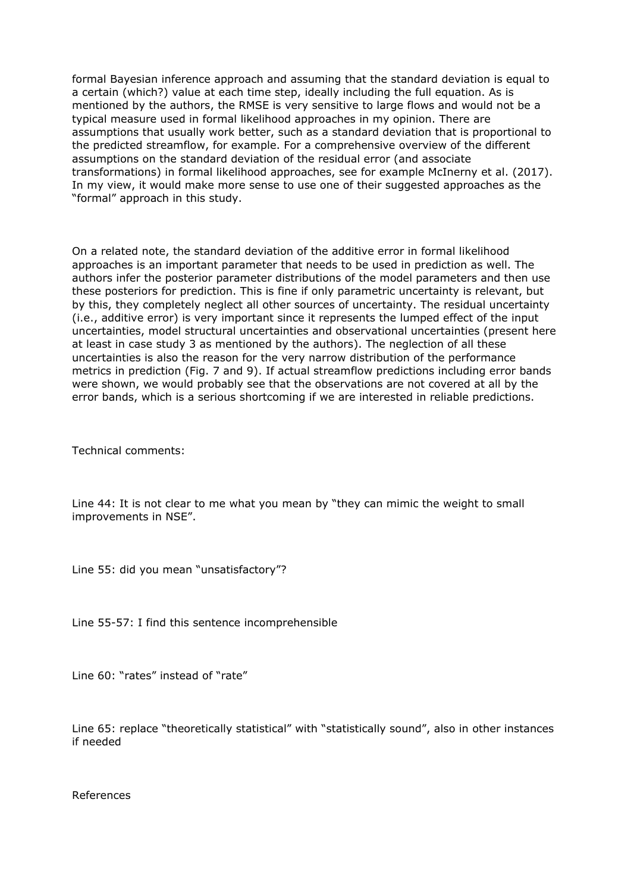formal Bayesian inference approach and assuming that the standard deviation is equal to a certain (which?) value at each time step, ideally including the full equation. As is mentioned by the authors, the RMSE is very sensitive to large flows and would not be a typical measure used in formal likelihood approaches in my opinion. There are assumptions that usually work better, such as a standard deviation that is proportional to the predicted streamflow, for example. For a comprehensive overview of the different assumptions on the standard deviation of the residual error (and associate transformations) in formal likelihood approaches, see for example McInerny et al. (2017). In my view, it would make more sense to use one of their suggested approaches as the "formal" approach in this study.

On a related note, the standard deviation of the additive error in formal likelihood approaches is an important parameter that needs to be used in prediction as well. The authors infer the posterior parameter distributions of the model parameters and then use these posteriors for prediction. This is fine if only parametric uncertainty is relevant, but by this, they completely neglect all other sources of uncertainty. The residual uncertainty (i.e., additive error) is very important since it represents the lumped effect of the input uncertainties, model structural uncertainties and observational uncertainties (present here at least in case study 3 as mentioned by the authors). The neglection of all these uncertainties is also the reason for the very narrow distribution of the performance metrics in prediction (Fig. 7 and 9). If actual streamflow predictions including error bands were shown, we would probably see that the observations are not covered at all by the error bands, which is a serious shortcoming if we are interested in reliable predictions.

Technical comments:

Line 44: It is not clear to me what you mean by "they can mimic the weight to small improvements in NSE".

Line 55: did you mean "unsatisfactory"?

Line 55-57: I find this sentence incomprehensible

Line 60: "rates" instead of "rate"

Line 65: replace "theoretically statistical" with "statistically sound", also in other instances if needed

References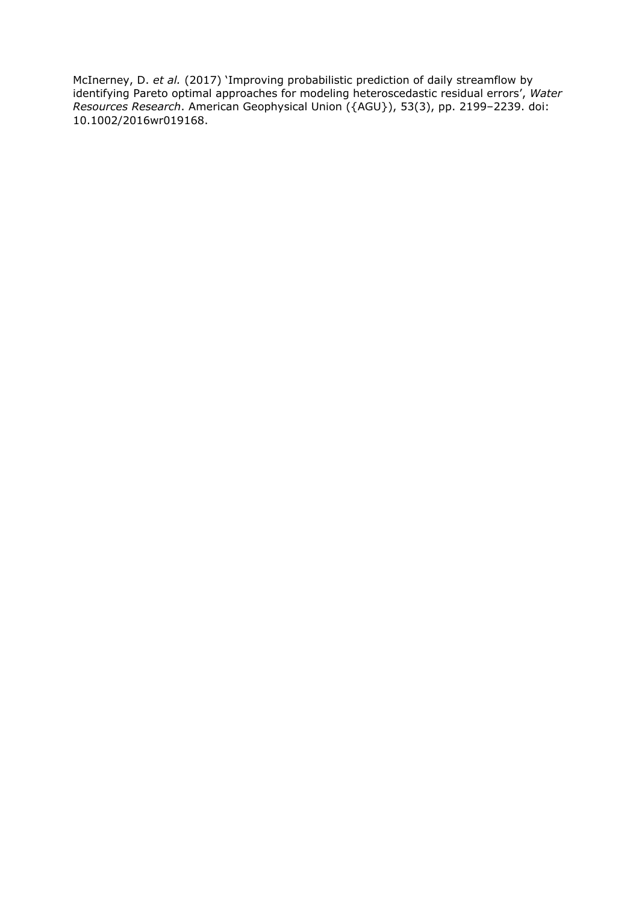McInerney, D. *et al.* (2017) 'Improving probabilistic prediction of daily streamflow by identifying Pareto optimal approaches for modeling heteroscedastic residual errors', *Water Resources Research*. American Geophysical Union ({AGU}), 53(3), pp. 2199–2239. doi: 10.1002/2016wr019168.